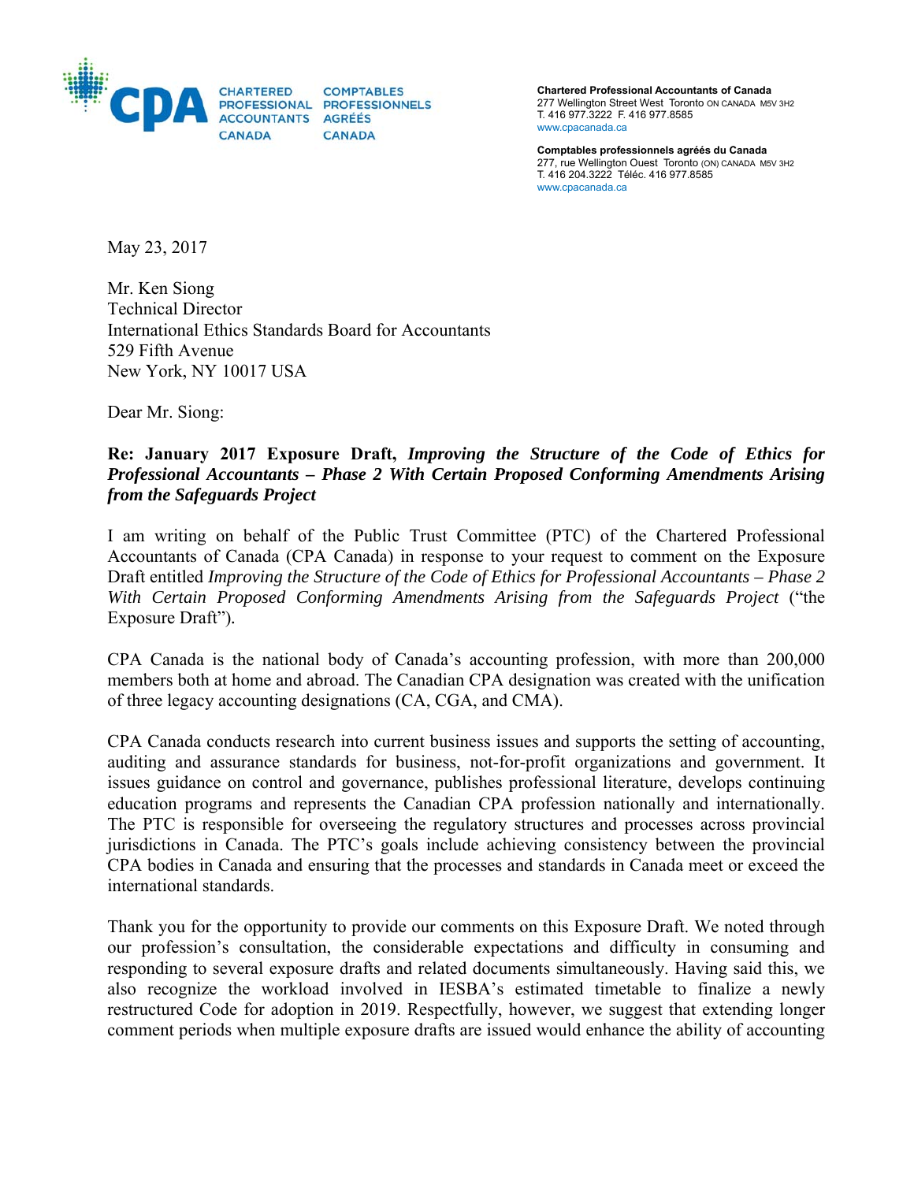CHARTERED PROFESSIONAL ACCOUNTANTS CANADA
COMPTABLES PROFESSIONNELS AGRÉÉS CANADA

**Chartered Professional Accountants of Canada**
277 Wellington Street West Toronto ON CANADA M5V 3H2
T. 416 977.3222 F. 416 977.8585
www.cpacanada.ca

**Comptables professionnels agréés du Canada**
277, rue Wellington Ouest Toronto (ON) CANADA M5V 3H2
T. 416 204.3222 Téléc. 416 977.8585
www.cpacanada.ca

May 23, 2017

Mr. Ken Siong
Technical Director
International Ethics Standards Board for Accountants
529 Fifth Avenue
New York, NY 10017 USA

Dear Mr. Siong:

**Re: January 2017 Exposure Draft, *Improving the Structure of the Code of Ethics for Professional Accountants – Phase 2 With Certain Proposed Conforming Amendments Arising from the Safeguards Project***

I am writing on behalf of the Public Trust Committee (PTC) of the Chartered Professional Accountants of Canada (CPA Canada) in response to your request to comment on the Exposure Draft entitled *Improving the Structure of the Code of Ethics for Professional Accountants – Phase 2 With Certain Proposed Conforming Amendments Arising from the Safeguards Project* ("the Exposure Draft").

CPA Canada is the national body of Canada's accounting profession, with more than 200,000 members both at home and abroad. The Canadian CPA designation was created with the unification of three legacy accounting designations (CA, CGA, and CMA).

CPA Canada conducts research into current business issues and supports the setting of accounting, auditing and assurance standards for business, not-for-profit organizations and government. It issues guidance on control and governance, publishes professional literature, develops continuing education programs and represents the Canadian CPA profession nationally and internationally. The PTC is responsible for overseeing the regulatory structures and processes across provincial jurisdictions in Canada. The PTC's goals include achieving consistency between the provincial CPA bodies in Canada and ensuring that the processes and standards in Canada meet or exceed the international standards.

Thank you for the opportunity to provide our comments on this Exposure Draft. We noted through our profession's consultation, the considerable expectations and difficulty in consuming and responding to several exposure drafts and related documents simultaneously. Having said this, we also recognize the workload involved in IESBA's estimated timetable to finalize a newly restructured Code for adoption in 2019. Respectfully, however, we suggest that extending longer comment periods when multiple exposure drafts are issued would enhance the ability of accounting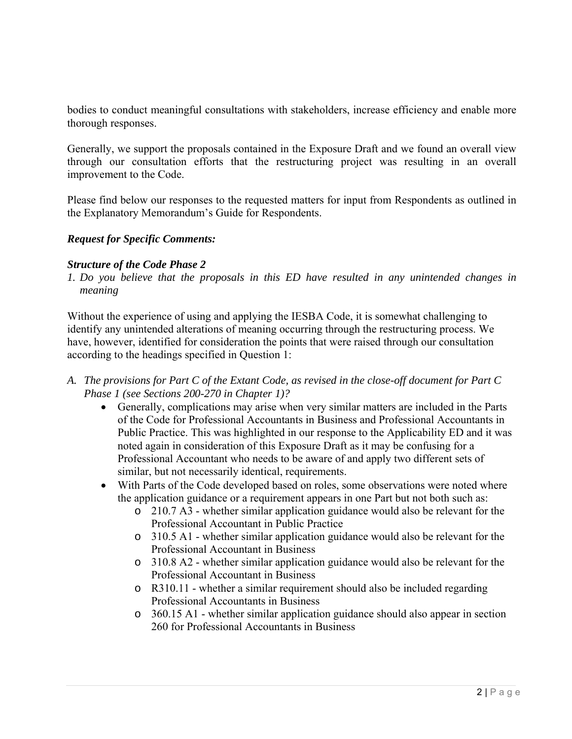bodies to conduct meaningful consultations with stakeholders, increase efficiency and enable more thorough responses.

Generally, we support the proposals contained in the Exposure Draft and we found an overall view through our consultation efforts that the restructuring project was resulting in an overall improvement to the Code.

Please find below our responses to the requested matters for input from Respondents as outlined in the Explanatory Memorandum's Guide for Respondents.

***Request for Specific Comments:***

***Structure of the Code Phase 2***

*1. Do you believe that the proposals in this ED have resulted in any unintended changes in meaning*

Without the experience of using and applying the IESBA Code, it is somewhat challenging to identify any unintended alterations of meaning occurring through the restructuring process. We have, however, identified for consideration the points that were raised through our consultation according to the headings specified in Question 1:

*A. The provisions for Part C of the Extant Code, as revised in the close-off document for Part C Phase 1 (see Sections 200-270 in Chapter 1)?*

- Generally, complications may arise when very similar matters are included in the Parts of the Code for Professional Accountants in Business and Professional Accountants in Public Practice. This was highlighted in our response to the Applicability ED and it was noted again in consideration of this Exposure Draft as it may be confusing for a Professional Accountant who needs to be aware of and apply two different sets of similar, but not necessarily identical, requirements.
- With Parts of the Code developed based on roles, some observations were noted where the application guidance or a requirement appears in one Part but not both such as:
  - 210.7 A3 - whether similar application guidance would also be relevant for the Professional Accountant in Public Practice
  - 310.5 A1 - whether similar application guidance would also be relevant for the Professional Accountant in Business
  - 310.8 A2 - whether similar application guidance would also be relevant for the Professional Accountant in Business
  - R310.11 - whether a similar requirement should also be included regarding Professional Accountants in Business
  - 360.15 A1 - whether similar application guidance should also appear in section 260 for Professional Accountants in Business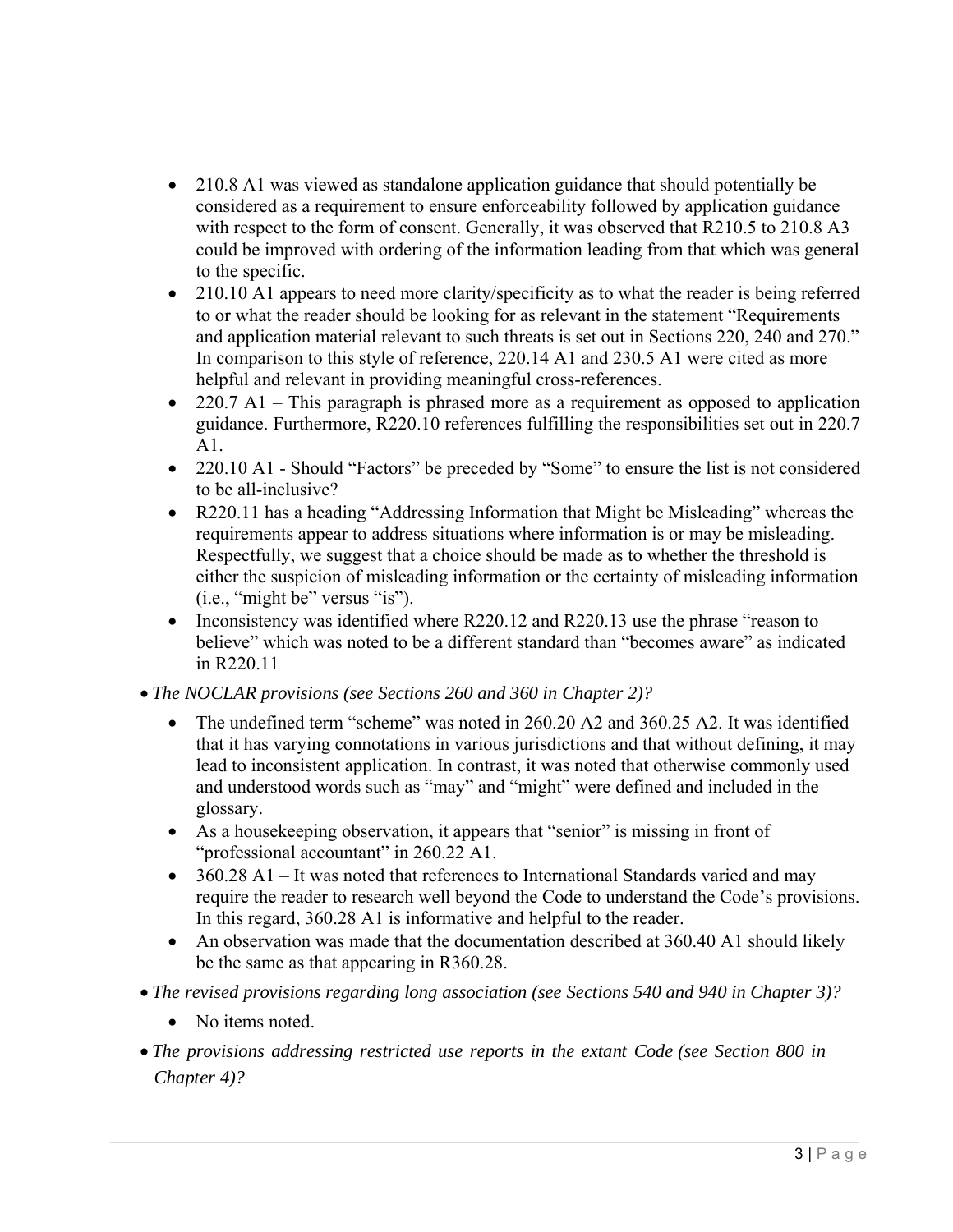- 210.8 A1 was viewed as standalone application guidance that should potentially be considered as a requirement to ensure enforceability followed by application guidance with respect to the form of consent. Generally, it was observed that R210.5 to 210.8 A3 could be improved with ordering of the information leading from that which was general to the specific.
  - 210.10 A1 appears to need more clarity/specificity as to what the reader is being referred to or what the reader should be looking for as relevant in the statement "Requirements and application material relevant to such threats is set out in Sections 220, 240 and 270." In comparison to this style of reference, 220.14 A1 and 230.5 A1 were cited as more helpful and relevant in providing meaningful cross-references.
  - 220.7 A1 – This paragraph is phrased more as a requirement as opposed to application guidance. Furthermore, R220.10 references fulfilling the responsibilities set out in 220.7 A1.
  - 220.10 A1 - Should "Factors" be preceded by "Some" to ensure the list is not considered to be all-inclusive?
  - R220.11 has a heading "Addressing Information that Might be Misleading" whereas the requirements appear to address situations where information is or may be misleading. Respectfully, we suggest that a choice should be made as to whether the threshold is either the suspicion of misleading information or the certainty of misleading information (i.e., "might be" versus "is").
  - Inconsistency was identified where R220.12 and R220.13 use the phrase "reason to believe" which was noted to be a different standard than "becomes aware" as indicated in R220.11

- *The NOCLAR provisions (see Sections 260 and 360 in Chapter 2)?*
  - The undefined term "scheme" was noted in 260.20 A2 and 360.25 A2. It was identified that it has varying connotations in various jurisdictions and that without defining, it may lead to inconsistent application. In contrast, it was noted that otherwise commonly used and understood words such as "may" and "might" were defined and included in the glossary.
  - As a housekeeping observation, it appears that "senior" is missing in front of "professional accountant" in 260.22 A1.
  - 360.28 A1 – It was noted that references to International Standards varied and may require the reader to research well beyond the Code to understand the Code's provisions. In this regard, 360.28 A1 is informative and helpful to the reader.
  - An observation was made that the documentation described at 360.40 A1 should likely be the same as that appearing in R360.28.

- *The revised provisions regarding long association (see Sections 540 and 940 in Chapter 3)?*
  - No items noted.

- *The provisions addressing restricted use reports in the extant Code (see Section 800 in Chapter 4)?*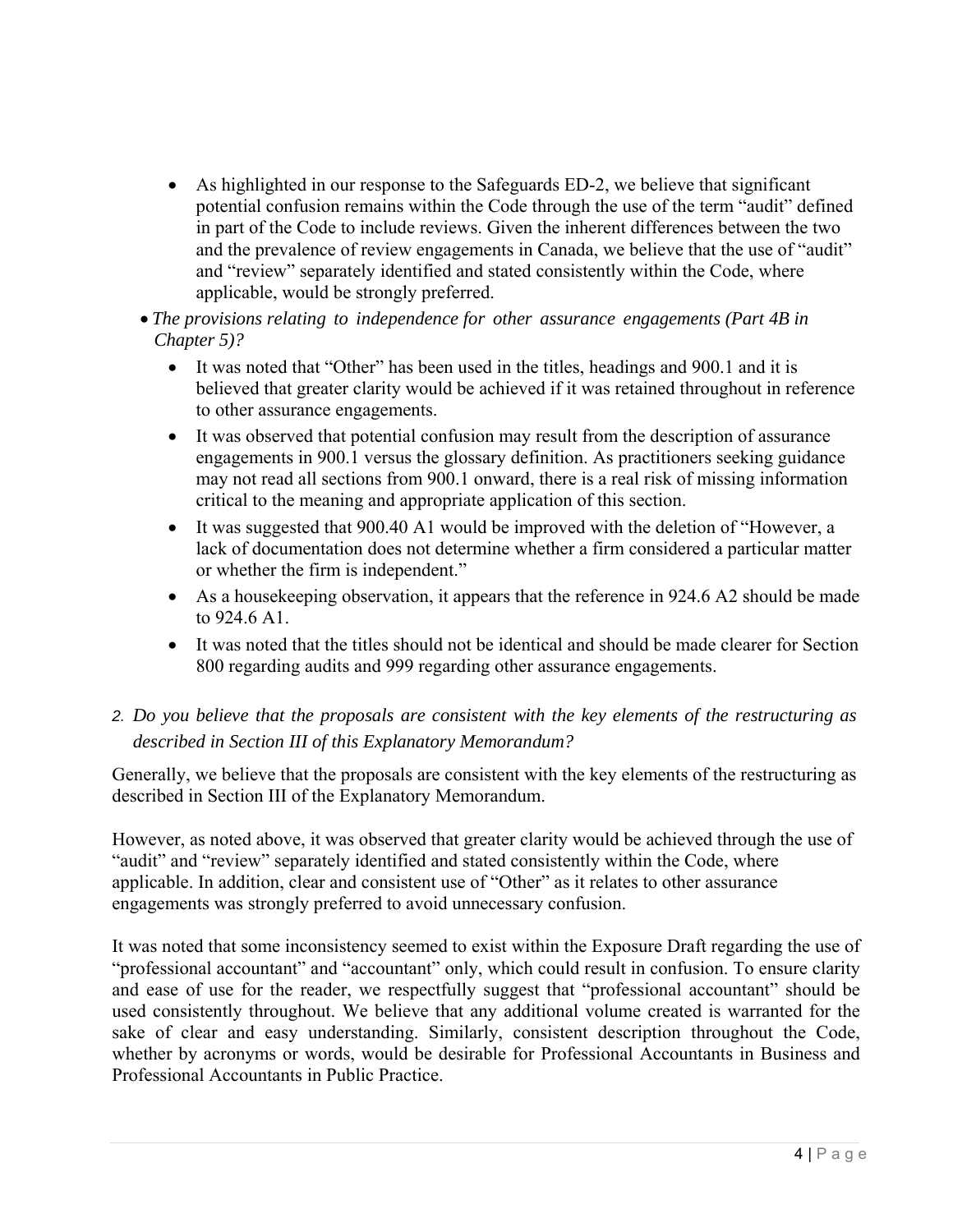- As highlighted in our response to the Safeguards ED-2, we believe that significant potential confusion remains within the Code through the use of the term "audit" defined in part of the Code to include reviews. Given the inherent differences between the two and the prevalence of review engagements in Canada, we believe that the use of "audit" and "review" separately identified and stated consistently within the Code, where applicable, would be strongly preferred.

- *The provisions relating to independence for other assurance engagements (Part 4B in Chapter 5)?*
  - It was noted that "Other" has been used in the titles, headings and 900.1 and it is believed that greater clarity would be achieved if it was retained throughout in reference to other assurance engagements.
  - It was observed that potential confusion may result from the description of assurance engagements in 900.1 versus the glossary definition. As practitioners seeking guidance may not read all sections from 900.1 onward, there is a real risk of missing information critical to the meaning and appropriate application of this section.
  - It was suggested that 900.40 A1 would be improved with the deletion of "However, a lack of documentation does not determine whether a firm considered a particular matter or whether the firm is independent."
  - As a housekeeping observation, it appears that the reference in 924.6 A2 should be made to 924.6 A1.
  - It was noted that the titles should not be identical and should be made clearer for Section 800 regarding audits and 999 regarding other assurance engagements.

2. *Do you believe that the proposals are consistent with the key elements of the restructuring as described in Section III of this Explanatory Memorandum?*

Generally, we believe that the proposals are consistent with the key elements of the restructuring as described in Section III of the Explanatory Memorandum.

However, as noted above, it was observed that greater clarity would be achieved through the use of "audit" and "review" separately identified and stated consistently within the Code, where applicable. In addition, clear and consistent use of "Other" as it relates to other assurance engagements was strongly preferred to avoid unnecessary confusion.

It was noted that some inconsistency seemed to exist within the Exposure Draft regarding the use of "professional accountant" and "accountant" only, which could result in confusion. To ensure clarity and ease of use for the reader, we respectfully suggest that "professional accountant" should be used consistently throughout. We believe that any additional volume created is warranted for the sake of clear and easy understanding. Similarly, consistent description throughout the Code, whether by acronyms or words, would be desirable for Professional Accountants in Business and Professional Accountants in Public Practice.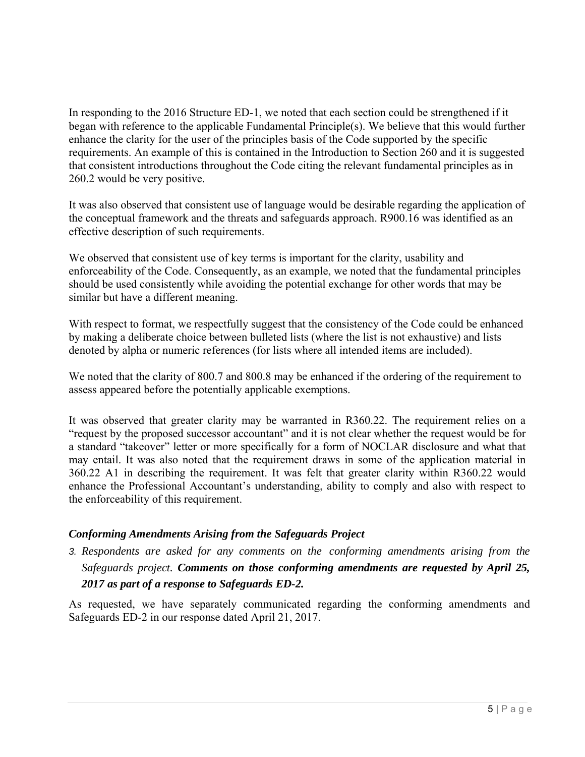In responding to the 2016 Structure ED-1, we noted that each section could be strengthened if it began with reference to the applicable Fundamental Principle(s). We believe that this would further enhance the clarity for the user of the principles basis of the Code supported by the specific requirements. An example of this is contained in the Introduction to Section 260 and it is suggested that consistent introductions throughout the Code citing the relevant fundamental principles as in 260.2 would be very positive.

It was also observed that consistent use of language would be desirable regarding the application of the conceptual framework and the threats and safeguards approach. R900.16 was identified as an effective description of such requirements.

We observed that consistent use of key terms is important for the clarity, usability and enforceability of the Code. Consequently, as an example, we noted that the fundamental principles should be used consistently while avoiding the potential exchange for other words that may be similar but have a different meaning.

With respect to format, we respectfully suggest that the consistency of the Code could be enhanced by making a deliberate choice between bulleted lists (where the list is not exhaustive) and lists denoted by alpha or numeric references (for lists where all intended items are included).

We noted that the clarity of 800.7 and 800.8 may be enhanced if the ordering of the requirement to assess appeared before the potentially applicable exemptions.

It was observed that greater clarity may be warranted in R360.22. The requirement relies on a "request by the proposed successor accountant" and it is not clear whether the request would be for a standard "takeover" letter or more specifically for a form of NOCLAR disclosure and what that may entail. It was also noted that the requirement draws in some of the application material in 360.22 A1 in describing the requirement. It was felt that greater clarity within R360.22 would enhance the Professional Accountant's understanding, ability to comply and also with respect to the enforceability of this requirement.

### *Conforming Amendments Arising from the Safeguards Project*

3. *Respondents are asked for any comments on the conforming amendments arising from the Safeguards project.* ***Comments on those conforming amendments are requested by April 25, 2017 as part of a response to Safeguards ED-2.***

As requested, we have separately communicated regarding the conforming amendments and Safeguards ED-2 in our response dated April 21, 2017.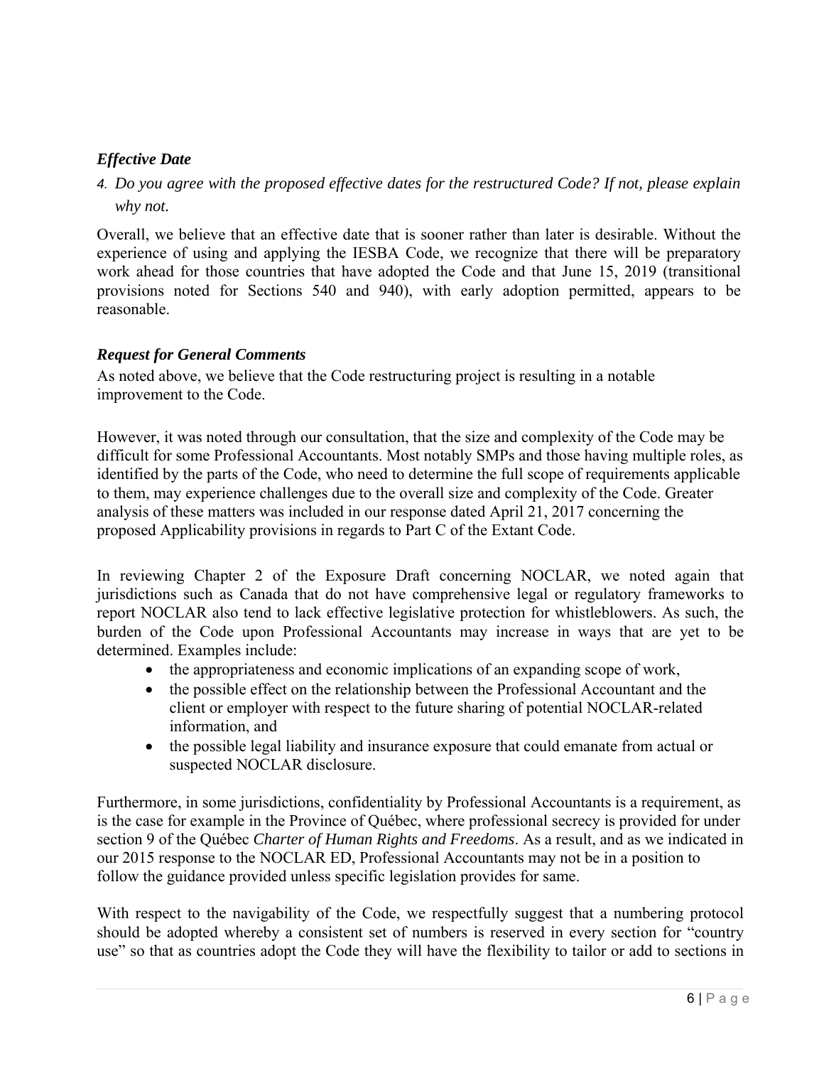### *Effective Date*

4. *Do you agree with the proposed effective dates for the restructured Code? If not, please explain why not.*

Overall, we believe that an effective date that is sooner rather than later is desirable. Without the experience of using and applying the IESBA Code, we recognize that there will be preparatory work ahead for those countries that have adopted the Code and that June 15, 2019 (transitional provisions noted for Sections 540 and 940), with early adoption permitted, appears to be reasonable.

### *Request for General Comments*

As noted above, we believe that the Code restructuring project is resulting in a notable improvement to the Code.

However, it was noted through our consultation, that the size and complexity of the Code may be difficult for some Professional Accountants. Most notably SMPs and those having multiple roles, as identified by the parts of the Code, who need to determine the full scope of requirements applicable to them, may experience challenges due to the overall size and complexity of the Code. Greater analysis of these matters was included in our response dated April 21, 2017 concerning the proposed Applicability provisions in regards to Part C of the Extant Code.

In reviewing Chapter 2 of the Exposure Draft concerning NOCLAR, we noted again that jurisdictions such as Canada that do not have comprehensive legal or regulatory frameworks to report NOCLAR also tend to lack effective legislative protection for whistleblowers. As such, the burden of the Code upon Professional Accountants may increase in ways that are yet to be determined. Examples include:

- the appropriateness and economic implications of an expanding scope of work,
- the possible effect on the relationship between the Professional Accountant and the client or employer with respect to the future sharing of potential NOCLAR-related information, and
- the possible legal liability and insurance exposure that could emanate from actual or suspected NOCLAR disclosure.

Furthermore, in some jurisdictions, confidentiality by Professional Accountants is a requirement, as is the case for example in the Province of Québec, where professional secrecy is provided for under section 9 of the Québec *Charter of Human Rights and Freedoms*. As a result, and as we indicated in our 2015 response to the NOCLAR ED, Professional Accountants may not be in a position to follow the guidance provided unless specific legislation provides for same.

With respect to the navigability of the Code, we respectfully suggest that a numbering protocol should be adopted whereby a consistent set of numbers is reserved in every section for "country use" so that as countries adopt the Code they will have the flexibility to tailor or add to sections in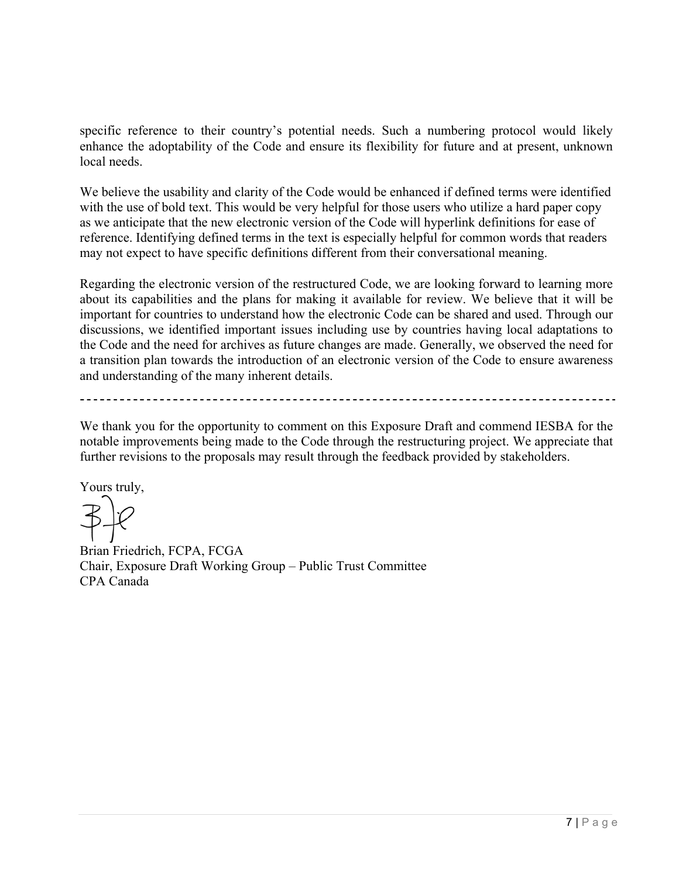specific reference to their country's potential needs. Such a numbering protocol would likely enhance the adoptability of the Code and ensure its flexibility for future and at present, unknown local needs.

We believe the usability and clarity of the Code would be enhanced if defined terms were identified with the use of bold text. This would be very helpful for those users who utilize a hard paper copy as we anticipate that the new electronic version of the Code will hyperlink definitions for ease of reference. Identifying defined terms in the text is especially helpful for common words that readers may not expect to have specific definitions different from their conversational meaning.

Regarding the electronic version of the restructured Code, we are looking forward to learning more about its capabilities and the plans for making it available for review. We believe that it will be important for countries to understand how the electronic Code can be shared and used. Through our discussions, we identified important issues including use by countries having local adaptations to the Code and the need for archives as future changes are made. Generally, we observed the need for a transition plan towards the introduction of an electronic version of the Code to ensure awareness and understanding of the many inherent details.

---

We thank you for the opportunity to comment on this Exposure Draft and commend IESBA for the notable improvements being made to the Code through the restructuring project. We appreciate that further revisions to the proposals may result through the feedback provided by stakeholders.

Yours truly,

Brian Friedrich, FCPA, FCGA
Chair, Exposure Draft Working Group – Public Trust Committee
CPA Canada